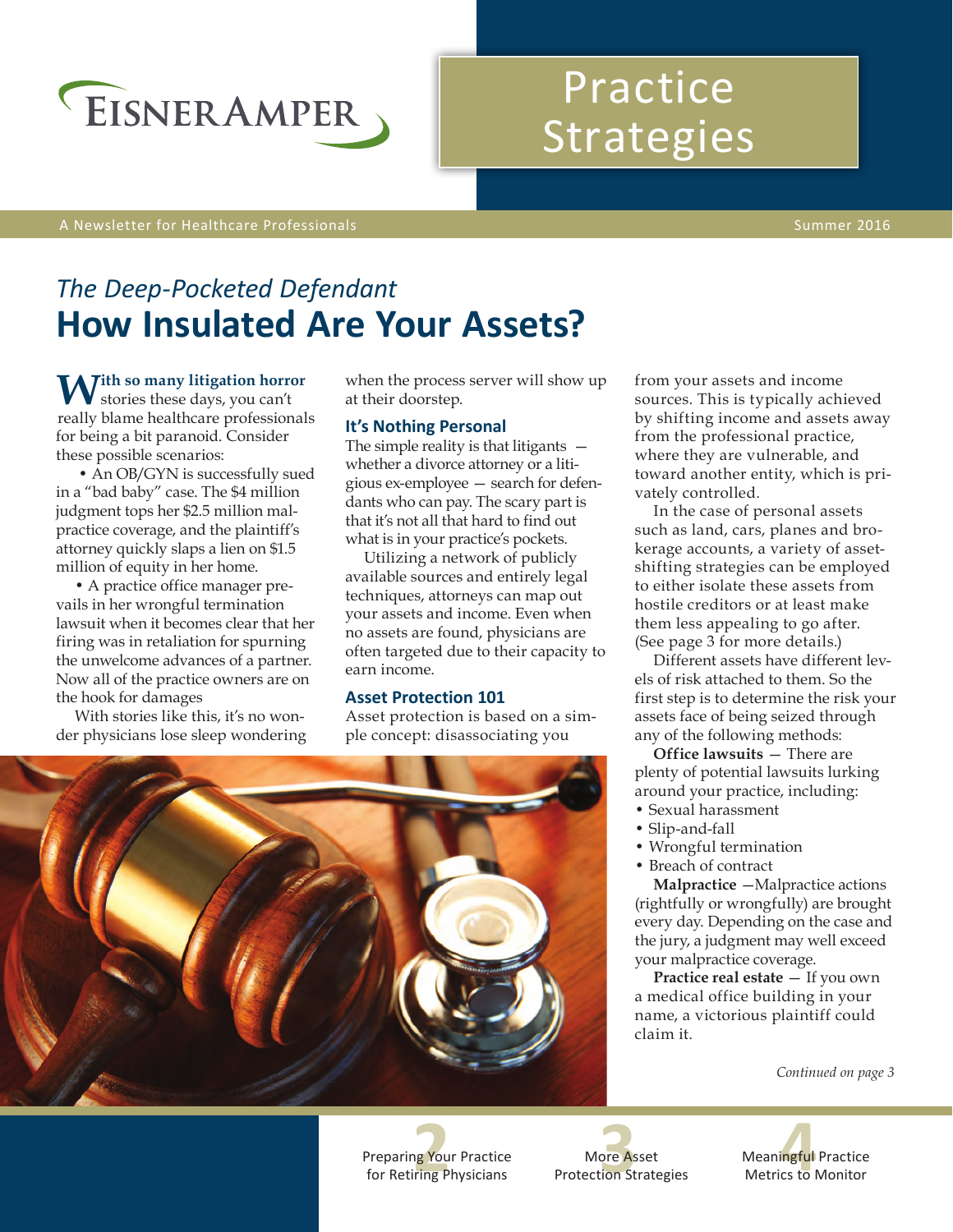EISNERAMPER

# Practice Strategies

A Newsletter for Healthcare Professionals

Summer 2016

*The Deep-Pocketed Defendant*

## How Insulated Are Your Assets?

**With so many litigation horror** stories these days, you can't really blame healthcare professionals for being a bit paranoid. Consider these possible scenarios:

- An OB/GYN is successfully sued in a "bad baby" case. The $4 million judgment tops her $2.5 million malpractice coverage, and the plaintiff's attorney quickly slaps a lien on $1.5 million of equity in her home.
- A practice office manager prevails in her wrongful termination lawsuit when it becomes clear that her firing was in retaliation for spurning the unwelcome advances of a partner. Now all of the practice owners are on the hook for damages

With stories like this, it's no wonder physicians lose sleep wondering when the process server will show up at their doorstep.

### It's Nothing Personal

The simple reality is that litigants — whether a divorce attorney or a litigious ex-employee — search for defendants who can pay. The scary part is that it's not all that hard to find out what is in your practice's pockets.

Utilizing a network of publicly available sources and entirely legal techniques, attorneys can map out your assets and income. Even when no assets are found, physicians are often targeted due to their capacity to earn income.

### Asset Protection 101

Asset protection is based on a simple concept: disassociating you from your assets and income sources. This is typically achieved by shifting income and assets away from the professional practice, where they are vulnerable, and toward another entity, which is privately controlled.

In the case of personal assets such as land, cars, planes and brokerage accounts, a variety of asset-shifting strategies can be employed to either isolate these assets from hostile creditors or at least make them less appealing to go after. (See page 3 for more details.)

Different assets have different levels of risk attached to them. So the first step is to determine the risk your assets face of being seized through any of the following methods:

**Office lawsuits** — There are plenty of potential lawsuits lurking around your practice, including:

- Sexual harassment
- Slip-and-fall
- Wrongful termination
- Breach of contract

**Malpractice** —Malpractice actions (rightfully or wrongfully) are brought every day. Depending on the case and the jury, a judgment may well exceed your malpractice coverage.

**Practice real estate** — If you own a medical office building in your name, a victorious plaintiff could claim it.

*Continued on page 3*

2 Preparing Your Practice for Retiring Physicians

3 More Asset Protection Strategies

4 Meaningful Practice Metrics to Monitor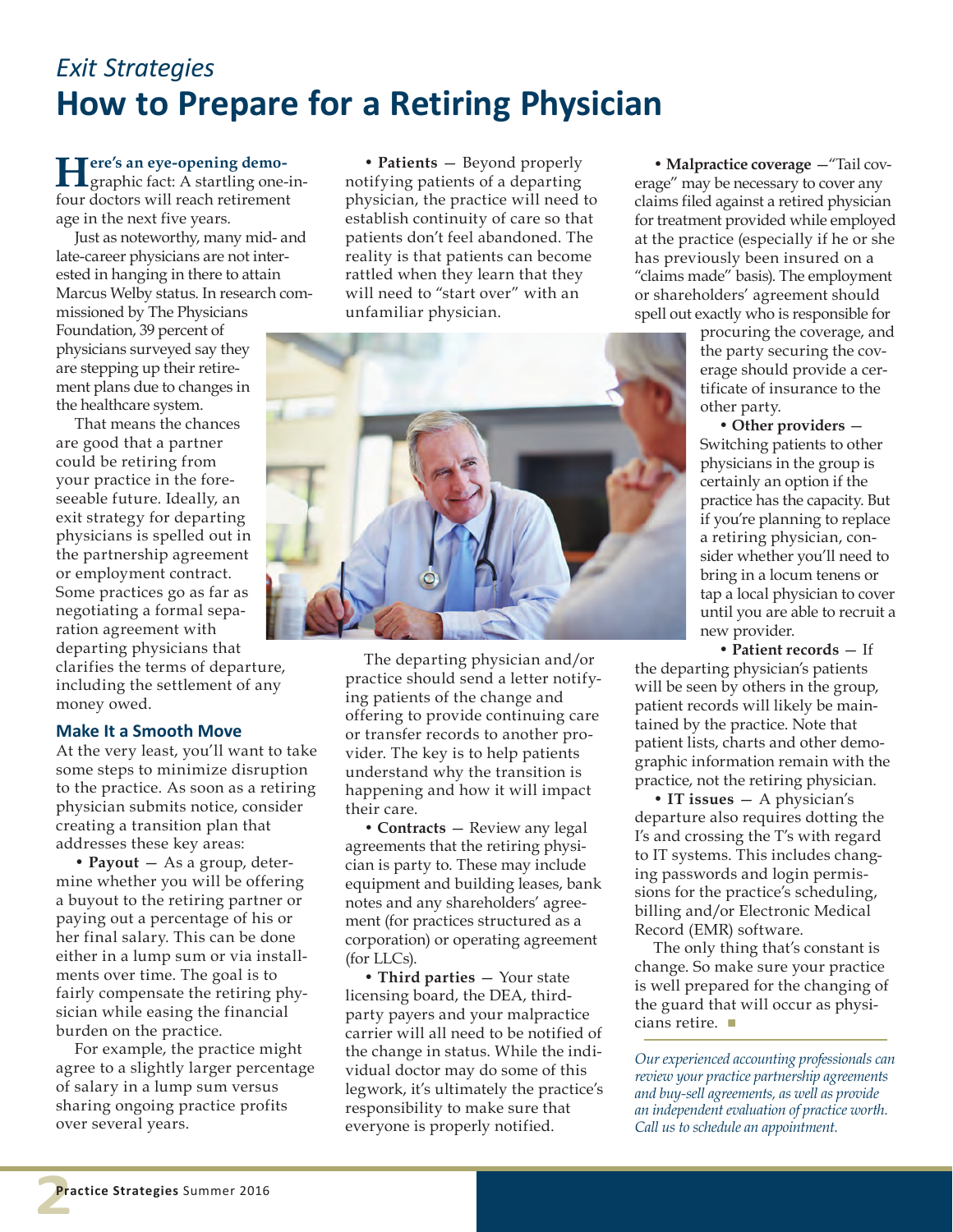*Exit Strategies*

# How to Prepare for a Retiring Physician

**Here's an eye-opening demo-**graphic fact: A startling one-in-four doctors will reach retirement age in the next five years.

Just as noteworthy, many mid- and late-career physicians are not interested in hanging in there to attain Marcus Welby status. In research commissioned by The Physicians Foundation, 39 percent of physicians surveyed say they are stepping up their retirement plans due to changes in the healthcare system.

That means the chances are good that a partner could be retiring from your practice in the foreseeable future. Ideally, an exit strategy for departing physicians is spelled out in the partnership agreement or employment contract. Some practices go as far as negotiating a formal separation agreement with departing physicians that clarifies the terms of departure, including the settlement of any money owed.

### Make It a Smooth Move

At the very least, you'll want to take some steps to minimize disruption to the practice. As soon as a retiring physician submits notice, consider creating a transition plan that addresses these key areas:

• **Payout** — As a group, determine whether you will be offering a buyout to the retiring partner or paying out a percentage of his or her final salary. This can be done either in a lump sum or via installments over time. The goal is to fairly compensate the retiring physician while easing the financial burden on the practice.

For example, the practice might agree to a slightly larger percentage of salary in a lump sum versus sharing ongoing practice profits over several years.

• **Patients** — Beyond properly notifying patients of a departing physician, the practice will need to establish continuity of care so that patients don't feel abandoned. The reality is that patients can become rattled when they learn that they will need to "start over" with an unfamiliar physician.

The departing physician and/or practice should send a letter notifying patients of the change and offering to provide continuing care or transfer records to another provider. The key is to help patients understand why the transition is happening and how it will impact their care.

• **Contracts** — Review any legal agreements that the retiring physician is party to. These may include equipment and building leases, bank notes and any shareholders' agreement (for practices structured as a corporation) or operating agreement (for LLCs).

• **Third parties** — Your state licensing board, the DEA, third-party payers and your malpractice carrier will all need to be notified of the change in status. While the individual doctor may do some of this legwork, it's ultimately the practice's responsibility to make sure that everyone is properly notified.

• **Malpractice coverage** —"Tail coverage" may be necessary to cover any claims filed against a retired physician for treatment provided while employed at the practice (especially if he or she has previously been insured on a "claims made" basis). The employment or shareholders' agreement should spell out exactly who is responsible for procuring the coverage, and the party securing the coverage should provide a certificate of insurance to the other party.

• **Other providers** — Switching patients to other physicians in the group is certainly an option if the practice has the capacity. But if you're planning to replace a retiring physician, consider whether you'll need to bring in a locum tenens or tap a local physician to cover until you are able to recruit a new provider.

• **Patient records** — If the departing physician's patients will be seen by others in the group, patient records will likely be maintained by the practice. Note that patient lists, charts and other demographic information remain with the practice, not the retiring physician.

• **IT issues** — A physician's departure also requires dotting the I's and crossing the T's with regard to IT systems. This includes changing passwords and login permissions for the practice's scheduling, billing and/or Electronic Medical Record (EMR) software.

The only thing that's constant is change. So make sure your practice is well prepared for the changing of the guard that will occur as physicians retire. ■

*Our experienced accounting professionals can review your practice partnership agreements and buy-sell agreements, as well as provide an independent evaluation of practice worth. Call us to schedule an appointment.*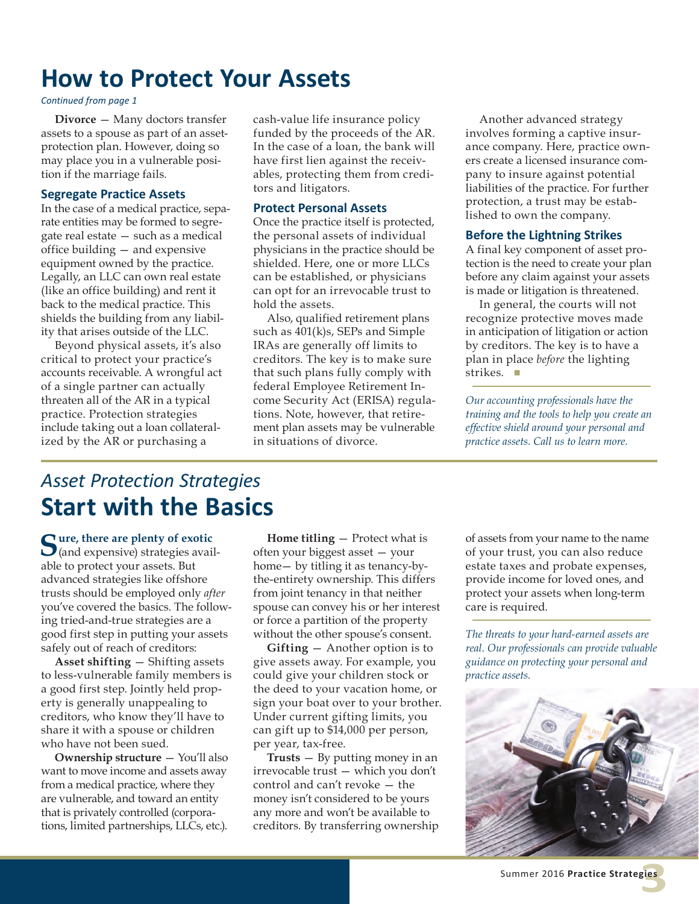# How to Protect Your Assets

*Continued from page 1*

**Divorce** — Many doctors transfer assets to a spouse as part of an asset-protection plan. However, doing so may place you in a vulnerable position if the marriage fails.

### Segregate Practice Assets

In the case of a medical practice, separate entities may be formed to segregate real estate — such as a medical office building — and expensive equipment owned by the practice. Legally, an LLC can own real estate (like an office building) and rent it back to the medical practice. This shields the building from any liability that arises outside of the LLC.

Beyond physical assets, it's also critical to protect your practice's accounts receivable. A wrongful act of a single partner can actually threaten all of the AR in a typical practice. Protection strategies include taking out a loan collateralized by the AR or purchasing a cash-value life insurance policy funded by the proceeds of the AR. In the case of a loan, the bank will have first lien against the receivables, protecting them from creditors and litigators.

### Protect Personal Assets

Once the practice itself is protected, the personal assets of individual physicians in the practice should be shielded. Here, one or more LLCs can be established, or physicians can opt for an irrevocable trust to hold the assets.

Also, qualified retirement plans such as 401(k)s, SEPs and Simple IRAs are generally off limits to creditors. The key is to make sure that such plans fully comply with federal Employee Retirement Income Security Act (ERISA) regulations. Note, however, that retirement plan assets may be vulnerable in situations of divorce.

Another advanced strategy involves forming a captive insurance company. Here, practice owners create a licensed insurance company to insure against potential liabilities of the practice. For further protection, a trust may be established to own the company.

### Before the Lightning Strikes

A final key component of asset protection is the need to create your plan before any claim against your assets is made or litigation is threatened.

In general, the courts will not recognize protective moves made in anticipation of litigation or action by creditors. The key is to have a plan in place *before* the lighting strikes. ■

*Our accounting professionals have the training and the tools to help you create an effective shield around your personal and practice assets. Call us to learn more.*

## *Asset Protection Strategies* Start with the Basics

**Sure, there are plenty of exotic** (and expensive) strategies available to protect your assets. But advanced strategies like offshore trusts should be employed only *after* you've covered the basics. The following tried-and-true strategies are a good first step in putting your assets safely out of reach of creditors:

**Asset shifting** — Shifting assets to less-vulnerable family members is a good first step. Jointly held property is generally unappealing to creditors, who know they'll have to share it with a spouse or children who have not been sued.

**Ownership structure** — You'll also want to move income and assets away from a medical practice, where they are vulnerable, and toward an entity that is privately controlled (corporations, limited partnerships, LLCs, etc.).

**Home titling** — Protect what is often your biggest asset — your home— by titling it as tenancy-by-the-entirety ownership. This differs from joint tenancy in that neither spouse can convey his or her interest or force a partition of the property without the other spouse's consent.

**Gifting** — Another option is to give assets away. For example, you could give your children stock or the deed to your vacation home, or sign your boat over to your brother. Under current gifting limits, you can gift up to $14,000 per person, per year, tax-free.

**Trusts** — By putting money in an irrevocable trust — which you don't control and can't revoke — the money isn't considered to be yours any more and won't be available to creditors. By transferring ownership of assets from your name to the name of your trust, you can also reduce estate taxes and probate expenses, provide income for loved ones, and protect your assets when long-term care is required.

*The threats to your hard-earned assets are real. Our professionals can provide valuable guidance on protecting your personal and practice assets.*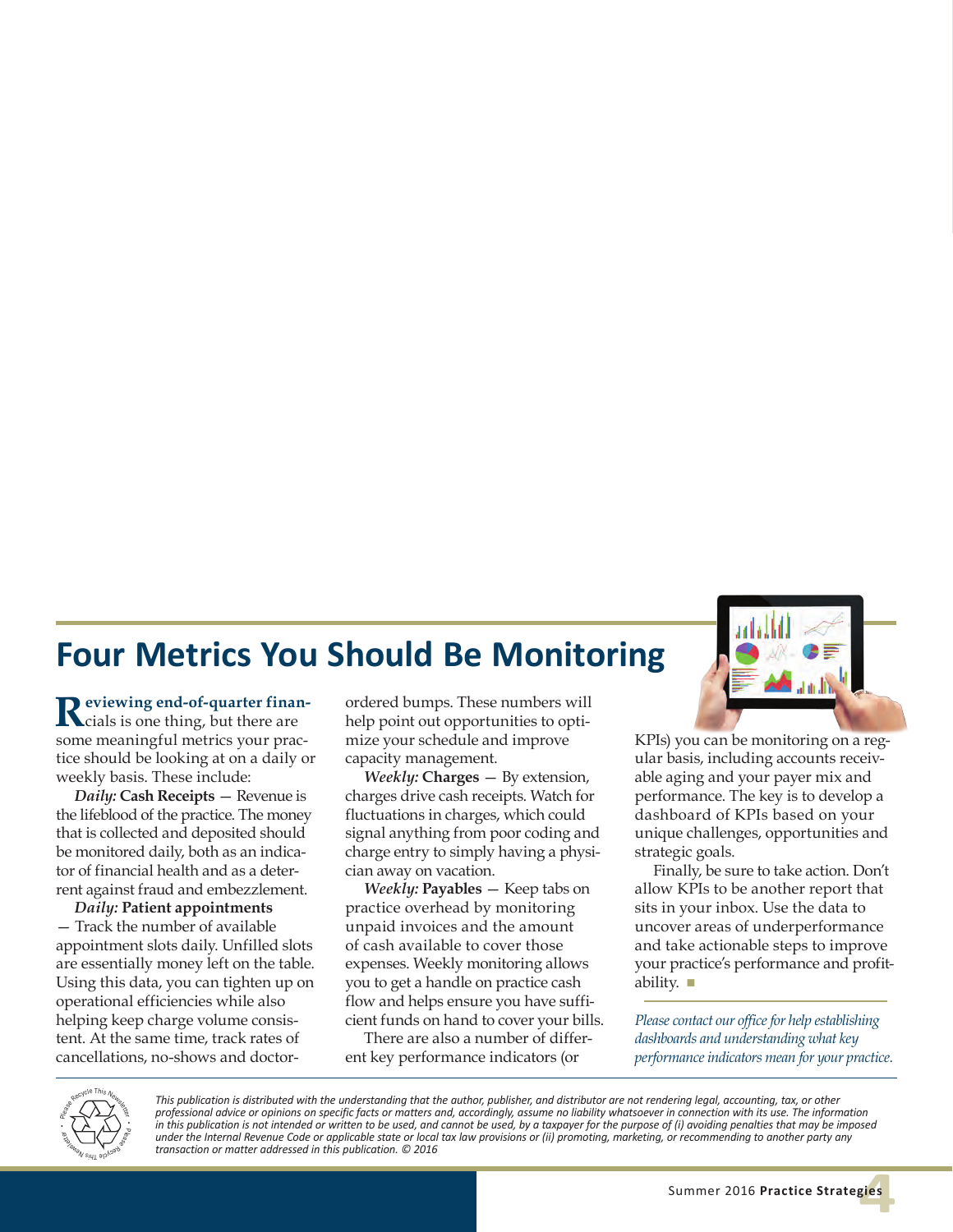## Four Metrics You Should Be Monitoring

**Reviewing end-of-quarter financials** is one thing, but there are some meaningful metrics your practice should be looking at on a daily or weekly basis. These include:

*Daily:* **Cash Receipts** — Revenue is the lifeblood of the practice. The money that is collected and deposited should be monitored daily, both as an indicator of financial health and as a deterrent against fraud and embezzlement.

*Daily:* **Patient appointments** — Track the number of available appointment slots daily. Unfilled slots are essentially money left on the table. Using this data, you can tighten up on operational efficiencies while also helping keep charge volume consistent. At the same time, track rates of cancellations, no-shows and doctor-ordered bumps. These numbers will help point out opportunities to optimize your schedule and improve capacity management.

*Weekly:* **Charges** — By extension, charges drive cash receipts. Watch for fluctuations in charges, which could signal anything from poor coding and charge entry to simply having a physician away on vacation.

*Weekly:* **Payables** — Keep tabs on practice overhead by monitoring unpaid invoices and the amount of cash available to cover those expenses. Weekly monitoring allows you to get a handle on practice cash flow and helps ensure you have sufficient funds on hand to cover your bills.

There are also a number of different key performance indicators (or KPIs) you can be monitoring on a regular basis, including accounts receivable aging and your payer mix and performance. The key is to develop a dashboard of KPIs based on your unique challenges, opportunities and strategic goals.

Finally, be sure to take action. Don't allow KPIs to be another report that sits in your inbox. Use the data to uncover areas of underperformance and take actionable steps to improve your practice's performance and profitability. ■

*Please contact our office for help establishing dashboards and understanding what key performance indicators mean for your practice.*

*This publication is distributed with the understanding that the author, publisher, and distributor are not rendering legal, accounting, tax, or other professional advice or opinions on specific facts or matters and, accordingly, assume no liability whatsoever in connection with its use. The information in this publication is not intended or written to be used, and cannot be used, by a taxpayer for the purpose of (i) avoiding penalties that may be imposed under the Internal Revenue Code or applicable state or local tax law provisions or (ii) promoting, marketing, or recommending to another party any transaction or matter addressed in this publication. © 2016*